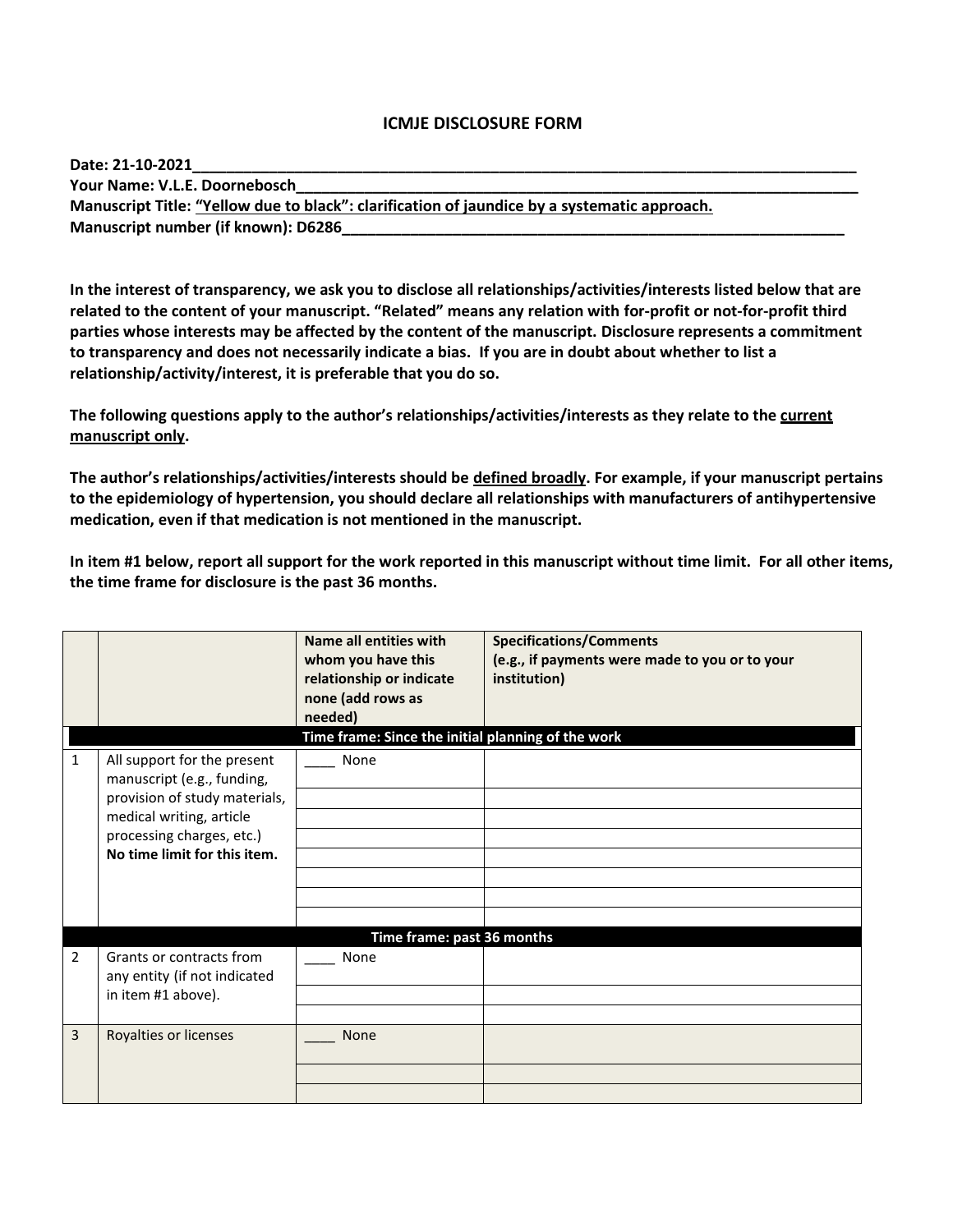# ICMJE DISCLOSURE FORM

**Date: 21-10-2021**
**Your Name: V.L.E. Doornebosch**
**Manuscript Title: "Yellow due to black": clarification of jaundice by a systematic approach.**
**Manuscript number (if known): D6286**

**In the interest of transparency, we ask you to disclose all relationships/activities/interests listed below that are related to the content of your manuscript. "Related" means any relation with for-profit or not-for-profit third parties whose interests may be affected by the content of the manuscript. Disclosure represents a commitment to transparency and does not necessarily indicate a bias. If you are in doubt about whether to list a relationship/activity/interest, it is preferable that you do so.**

**The following questions apply to the author's relationships/activities/interests as they relate to the current manuscript only.**

**The author's relationships/activities/interests should be defined broadly. For example, if your manuscript pertains to the epidemiology of hypertension, you should declare all relationships with manufacturers of antihypertensive medication, even if that medication is not mentioned in the manuscript.**

**In item #1 below, report all support for the work reported in this manuscript without time limit. For all other items, the time frame for disclosure is the past 36 months.**

| | | **Name all entities with whom you have this relationship or indicate none (add rows as needed)** | **Specifications/Comments (e.g., if payments were made to you or to your institution)** |
|---|---|---|---|
| | | **Time frame: Since the initial planning of the work** | |
| 1 | All support for the present manuscript (e.g., funding, provision of study materials, medical writing, article processing charges, etc.) **No time limit for this item.** | ____ None | |
| | | | |
| | | | |
| | | | |
| | | | |
| | | | |
| | | | |
| | | | |
| | | **Time frame: past 36 months** | |
| 2 | Grants or contracts from any entity (if not indicated in item #1 above). | ____ None | |
| | | | |
| | | | |
| 3 | Royalties or licenses | ____ None | |
| | | | |
| | | | |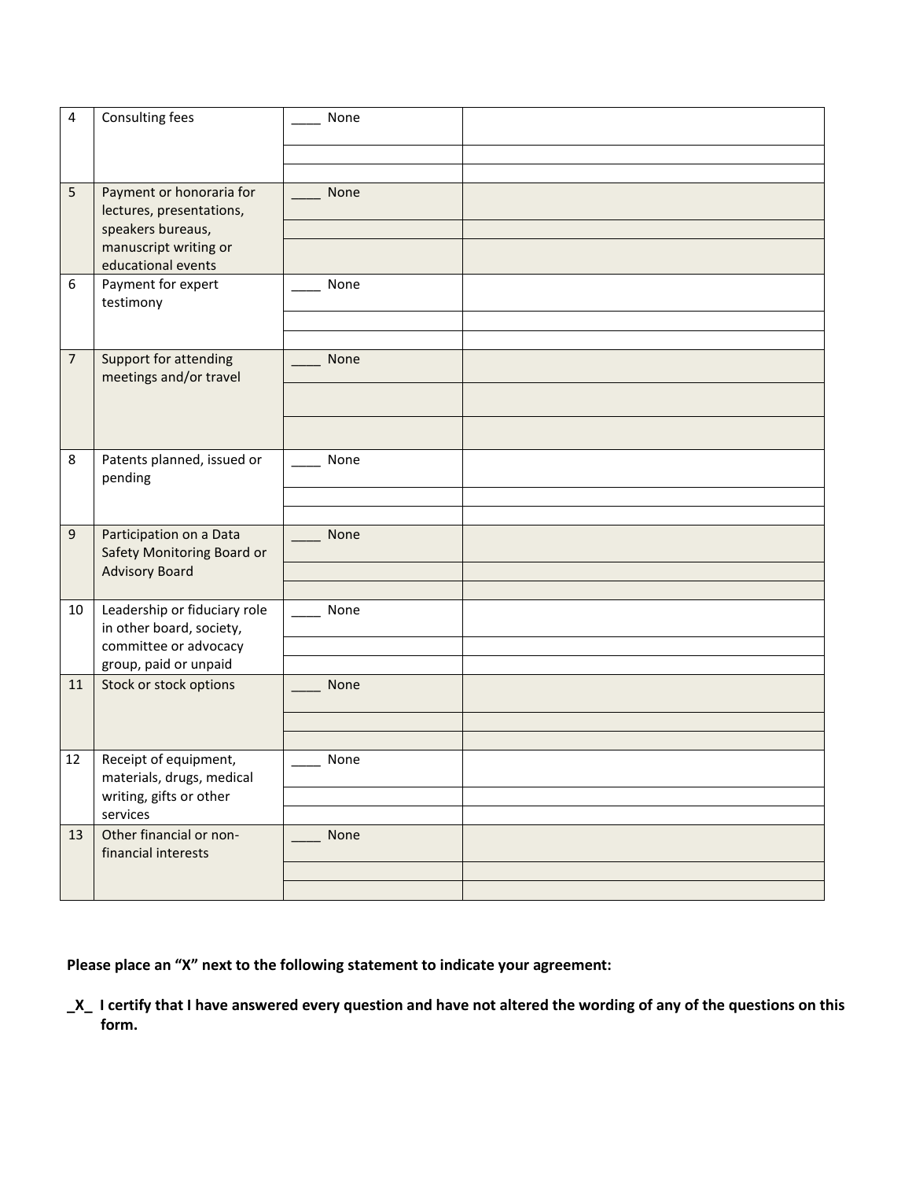| | | | |
|---|---|---|---|
| 4 | Consulting fees | ____ None | |
| | | | |
| | | | |
| 5 | Payment or honoraria for lectures, presentations, speakers bureaus, manuscript writing or educational events | ____ None | |
| | | | |
| | | | |
| 6 | Payment for expert testimony | ____ None | |
| | | | |
| | | | |
| 7 | Support for attending meetings and/or travel | ____ None | |
| | | | |
| | | | |
| 8 | Patents planned, issued or pending | ____ None | |
| | | | |
| | | | |
| 9 | Participation on a Data Safety Monitoring Board or Advisory Board | ____ None | |
| | | | |
| | | | |
| 10 | Leadership or fiduciary role in other board, society, committee or advocacy group, paid or unpaid | ____ None | |
| | | | |
| | | | |
| 11 | Stock or stock options | ____ None | |
| | | | |
| | | | |
| 12 | Receipt of equipment, materials, drugs, medical writing, gifts or other services | ____ None | |
| | | | |
| | | | |
| 13 | Other financial or non-financial interests | ____ None | |
| | | | |
| | | | |

**Please place an "X" next to the following statement to indicate your agreement:**

**_X_ I certify that I have answered every question and have not altered the wording of any of the questions on this form.**